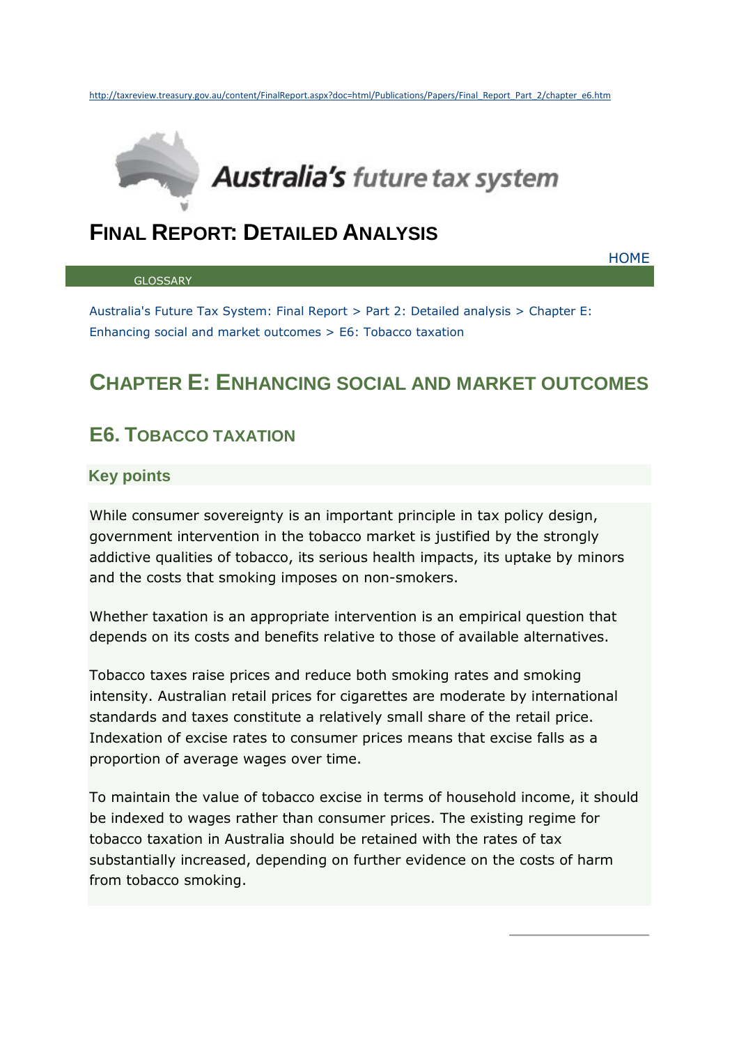http://taxreview.treasury.gov.au/content/FinalReport.aspx?doc=html/Publications/Papers/Final_Report_Part_2/chapter_e6.htm

Australia's future tax system

# FINAL REPORT: DETAILED ANALYSIS

HOME

GLOSSARY

Australia's Future Tax System: Final Report > Part 2: Detailed analysis > Chapter E: Enhancing social and market outcomes > E6: Tobacco taxation

## CHAPTER E: ENHANCING SOCIAL AND MARKET OUTCOMES

### E6. TOBACCO TAXATION

#### Key points

While consumer sovereignty is an important principle in tax policy design, government intervention in the tobacco market is justified by the strongly addictive qualities of tobacco, its serious health impacts, its uptake by minors and the costs that smoking imposes on non-smokers.

Whether taxation is an appropriate intervention is an empirical question that depends on its costs and benefits relative to those of available alternatives.

Tobacco taxes raise prices and reduce both smoking rates and smoking intensity. Australian retail prices for cigarettes are moderate by international standards and taxes constitute a relatively small share of the retail price. Indexation of excise rates to consumer prices means that excise falls as a proportion of average wages over time.

To maintain the value of tobacco excise in terms of household income, it should be indexed to wages rather than consumer prices. The existing regime for tobacco taxation in Australia should be retained with the rates of tax substantially increased, depending on further evidence on the costs of harm from tobacco smoking.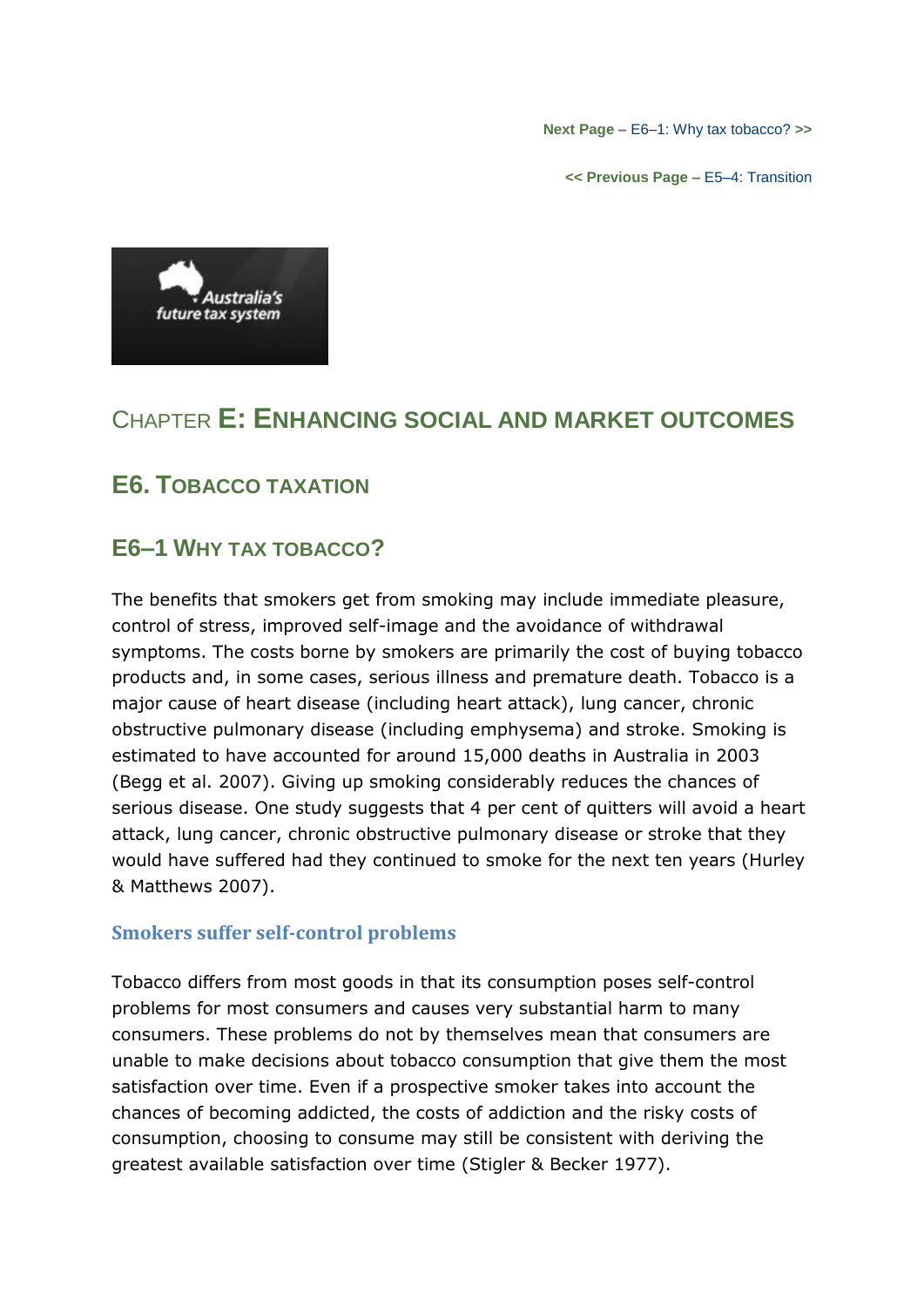Next Page – E6–1: Why tax tobacco? >>

<< Previous Page – E5–4: Transition

# CHAPTER E: ENHANCING SOCIAL AND MARKET OUTCOMES

## E6. TOBACCO TAXATION

## E6–1 WHY TAX TOBACCO?

The benefits that smokers get from smoking may include immediate pleasure, control of stress, improved self-image and the avoidance of withdrawal symptoms. The costs borne by smokers are primarily the cost of buying tobacco products and, in some cases, serious illness and premature death. Tobacco is a major cause of heart disease (including heart attack), lung cancer, chronic obstructive pulmonary disease (including emphysema) and stroke. Smoking is estimated to have accounted for around 15,000 deaths in Australia in 2003 (Begg et al. 2007). Giving up smoking considerably reduces the chances of serious disease. One study suggests that 4 per cent of quitters will avoid a heart attack, lung cancer, chronic obstructive pulmonary disease or stroke that they would have suffered had they continued to smoke for the next ten years (Hurley & Matthews 2007).

### Smokers suffer self-control problems

Tobacco differs from most goods in that its consumption poses self-control problems for most consumers and causes very substantial harm to many consumers. These problems do not by themselves mean that consumers are unable to make decisions about tobacco consumption that give them the most satisfaction over time. Even if a prospective smoker takes into account the chances of becoming addicted, the costs of addiction and the risky costs of consumption, choosing to consume may still be consistent with deriving the greatest available satisfaction over time (Stigler & Becker 1977).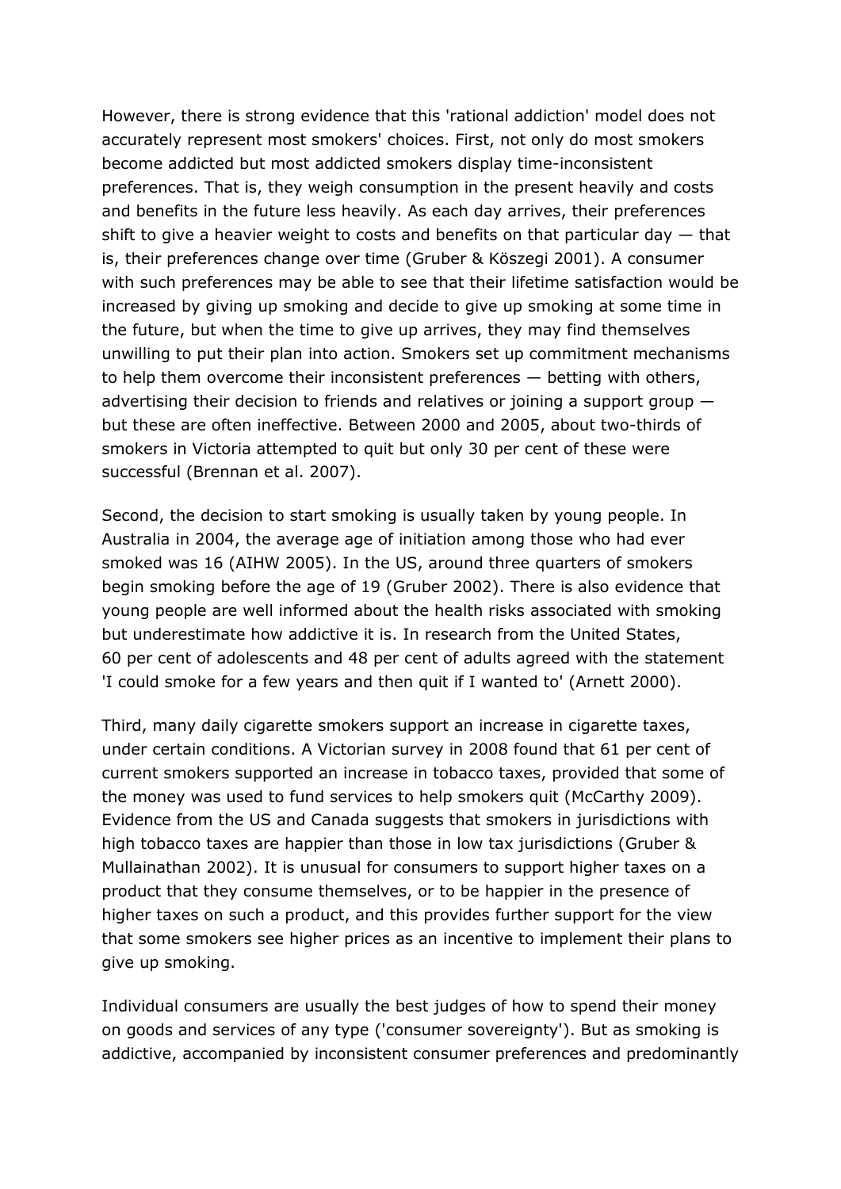However, there is strong evidence that this 'rational addiction' model does not accurately represent most smokers' choices. First, not only do most smokers become addicted but most addicted smokers display time-inconsistent preferences. That is, they weigh consumption in the present heavily and costs and benefits in the future less heavily. As each day arrives, their preferences shift to give a heavier weight to costs and benefits on that particular day — that is, their preferences change over time (Gruber & Köszegi 2001). A consumer with such preferences may be able to see that their lifetime satisfaction would be increased by giving up smoking and decide to give up smoking at some time in the future, but when the time to give up arrives, they may find themselves unwilling to put their plan into action. Smokers set up commitment mechanisms to help them overcome their inconsistent preferences — betting with others, advertising their decision to friends and relatives or joining a support group — but these are often ineffective. Between 2000 and 2005, about two-thirds of smokers in Victoria attempted to quit but only 30 per cent of these were successful (Brennan et al. 2007).

Second, the decision to start smoking is usually taken by young people. In Australia in 2004, the average age of initiation among those who had ever smoked was 16 (AIHW 2005). In the US, around three quarters of smokers begin smoking before the age of 19 (Gruber 2002). There is also evidence that young people are well informed about the health risks associated with smoking but underestimate how addictive it is. In research from the United States, 60 per cent of adolescents and 48 per cent of adults agreed with the statement 'I could smoke for a few years and then quit if I wanted to' (Arnett 2000).

Third, many daily cigarette smokers support an increase in cigarette taxes, under certain conditions. A Victorian survey in 2008 found that 61 per cent of current smokers supported an increase in tobacco taxes, provided that some of the money was used to fund services to help smokers quit (McCarthy 2009). Evidence from the US and Canada suggests that smokers in jurisdictions with high tobacco taxes are happier than those in low tax jurisdictions (Gruber & Mullainathan 2002). It is unusual for consumers to support higher taxes on a product that they consume themselves, or to be happier in the presence of higher taxes on such a product, and this provides further support for the view that some smokers see higher prices as an incentive to implement their plans to give up smoking.

Individual consumers are usually the best judges of how to spend their money on goods and services of any type ('consumer sovereignty'). But as smoking is addictive, accompanied by inconsistent consumer preferences and predominantly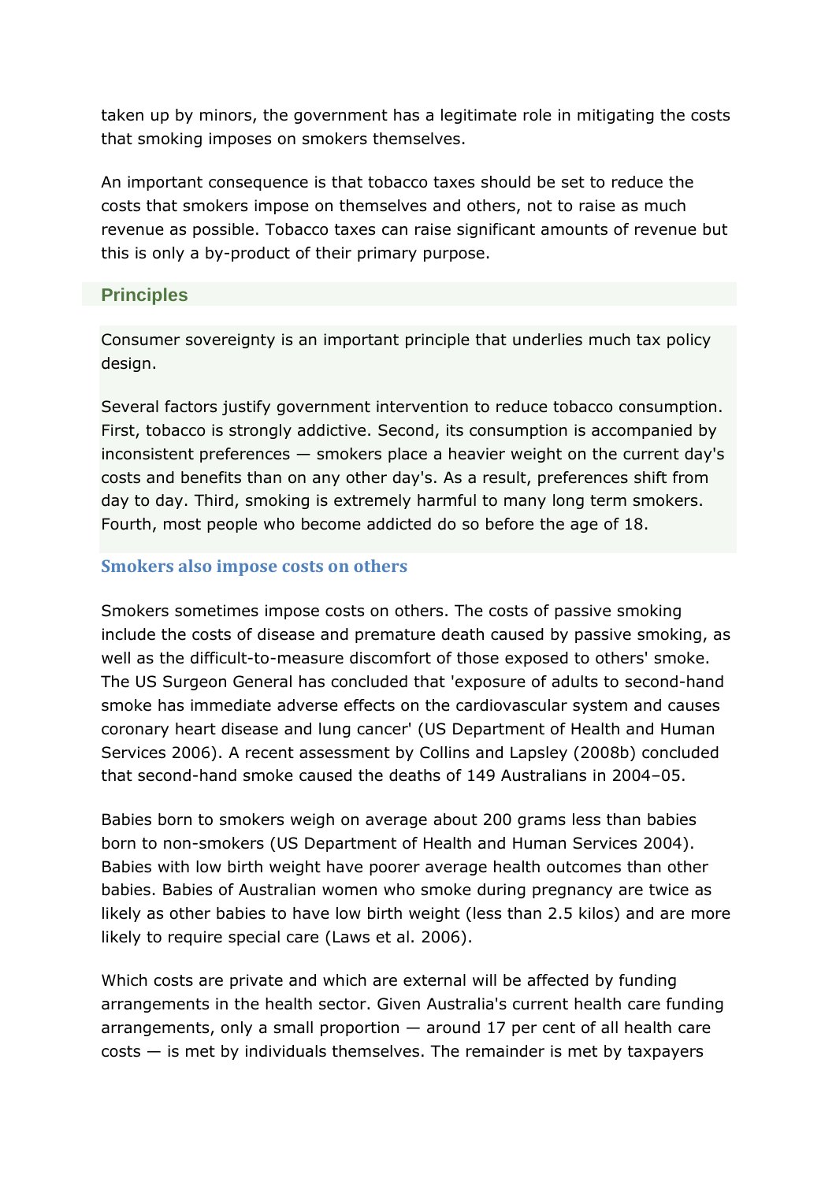taken up by minors, the government has a legitimate role in mitigating the costs that smoking imposes on smokers themselves.

An important consequence is that tobacco taxes should be set to reduce the costs that smokers impose on themselves and others, not to raise as much revenue as possible. Tobacco taxes can raise significant amounts of revenue but this is only a by-product of their primary purpose.

## Principles

Consumer sovereignty is an important principle that underlies much tax policy design.

Several factors justify government intervention to reduce tobacco consumption. First, tobacco is strongly addictive. Second, its consumption is accompanied by inconsistent preferences — smokers place a heavier weight on the current day's costs and benefits than on any other day's. As a result, preferences shift from day to day. Third, smoking is extremely harmful to many long term smokers. Fourth, most people who become addicted do so before the age of 18.

### Smokers also impose costs on others

Smokers sometimes impose costs on others. The costs of passive smoking include the costs of disease and premature death caused by passive smoking, as well as the difficult-to-measure discomfort of those exposed to others' smoke. The US Surgeon General has concluded that 'exposure of adults to second-hand smoke has immediate adverse effects on the cardiovascular system and causes coronary heart disease and lung cancer' (US Department of Health and Human Services 2006). A recent assessment by Collins and Lapsley (2008b) concluded that second-hand smoke caused the deaths of 149 Australians in 2004–05.

Babies born to smokers weigh on average about 200 grams less than babies born to non-smokers (US Department of Health and Human Services 2004). Babies with low birth weight have poorer average health outcomes than other babies. Babies of Australian women who smoke during pregnancy are twice as likely as other babies to have low birth weight (less than 2.5 kilos) and are more likely to require special care (Laws et al. 2006).

Which costs are private and which are external will be affected by funding arrangements in the health sector. Given Australia's current health care funding arrangements, only a small proportion — around 17 per cent of all health care costs — is met by individuals themselves. The remainder is met by taxpayers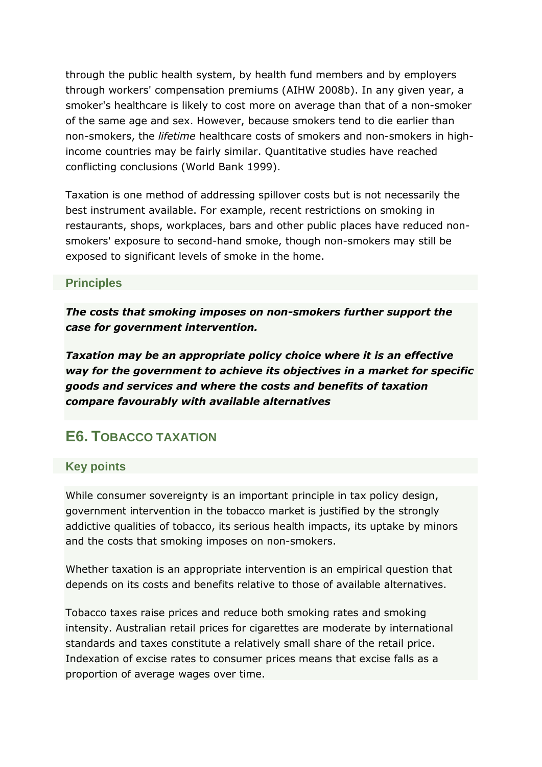through the public health system, by health fund members and by employers through workers' compensation premiums (AIHW 2008b). In any given year, a smoker's healthcare is likely to cost more on average than that of a non-smoker of the same age and sex. However, because smokers tend to die earlier than non-smokers, the *lifetime* healthcare costs of smokers and non-smokers in high-income countries may be fairly similar. Quantitative studies have reached conflicting conclusions (World Bank 1999).

Taxation is one method of addressing spillover costs but is not necessarily the best instrument available. For example, recent restrictions on smoking in restaurants, shops, workplaces, bars and other public places have reduced non-smokers' exposure to second-hand smoke, though non-smokers may still be exposed to significant levels of smoke in the home.

### Principles

***The costs that smoking imposes on non-smokers further support the case for government intervention.***

***Taxation may be an appropriate policy choice where it is an effective way for the government to achieve its objectives in a market for specific goods and services and where the costs and benefits of taxation compare favourably with available alternatives***

## E6. Tobacco taxation

### Key points

While consumer sovereignty is an important principle in tax policy design, government intervention in the tobacco market is justified by the strongly addictive qualities of tobacco, its serious health impacts, its uptake by minors and the costs that smoking imposes on non-smokers.

Whether taxation is an appropriate intervention is an empirical question that depends on its costs and benefits relative to those of available alternatives.

Tobacco taxes raise prices and reduce both smoking rates and smoking intensity. Australian retail prices for cigarettes are moderate by international standards and taxes constitute a relatively small share of the retail price. Indexation of excise rates to consumer prices means that excise falls as a proportion of average wages over time.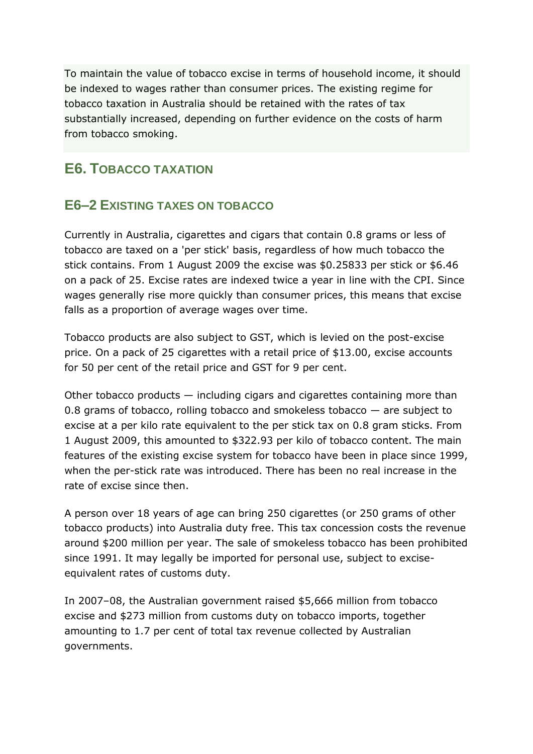To maintain the value of tobacco excise in terms of household income, it should be indexed to wages rather than consumer prices. The existing regime for tobacco taxation in Australia should be retained with the rates of tax substantially increased, depending on further evidence on the costs of harm from tobacco smoking.

## E6. Tobacco taxation

### E6–2 Existing taxes on tobacco

Currently in Australia, cigarettes and cigars that contain 0.8 grams or less of tobacco are taxed on a 'per stick' basis, regardless of how much tobacco the stick contains. From 1 August 2009 the excise was $0.25833 per stick or $6.46 on a pack of 25. Excise rates are indexed twice a year in line with the CPI. Since wages generally rise more quickly than consumer prices, this means that excise falls as a proportion of average wages over time.

Tobacco products are also subject to GST, which is levied on the post-excise price. On a pack of 25 cigarettes with a retail price of $13.00, excise accounts for 50 per cent of the retail price and GST for 9 per cent.

Other tobacco products — including cigars and cigarettes containing more than 0.8 grams of tobacco, rolling tobacco and smokeless tobacco — are subject to excise at a per kilo rate equivalent to the per stick tax on 0.8 gram sticks. From 1 August 2009, this amounted to $322.93 per kilo of tobacco content. The main features of the existing excise system for tobacco have been in place since 1999, when the per-stick rate was introduced. There has been no real increase in the rate of excise since then.

A person over 18 years of age can bring 250 cigarettes (or 250 grams of other tobacco products) into Australia duty free. This tax concession costs the revenue around $200 million per year. The sale of smokeless tobacco has been prohibited since 1991. It may legally be imported for personal use, subject to excise-equivalent rates of customs duty.

In 2007–08, the Australian government raised $5,666 million from tobacco excise and $273 million from customs duty on tobacco imports, together amounting to 1.7 per cent of total tax revenue collected by Australian governments.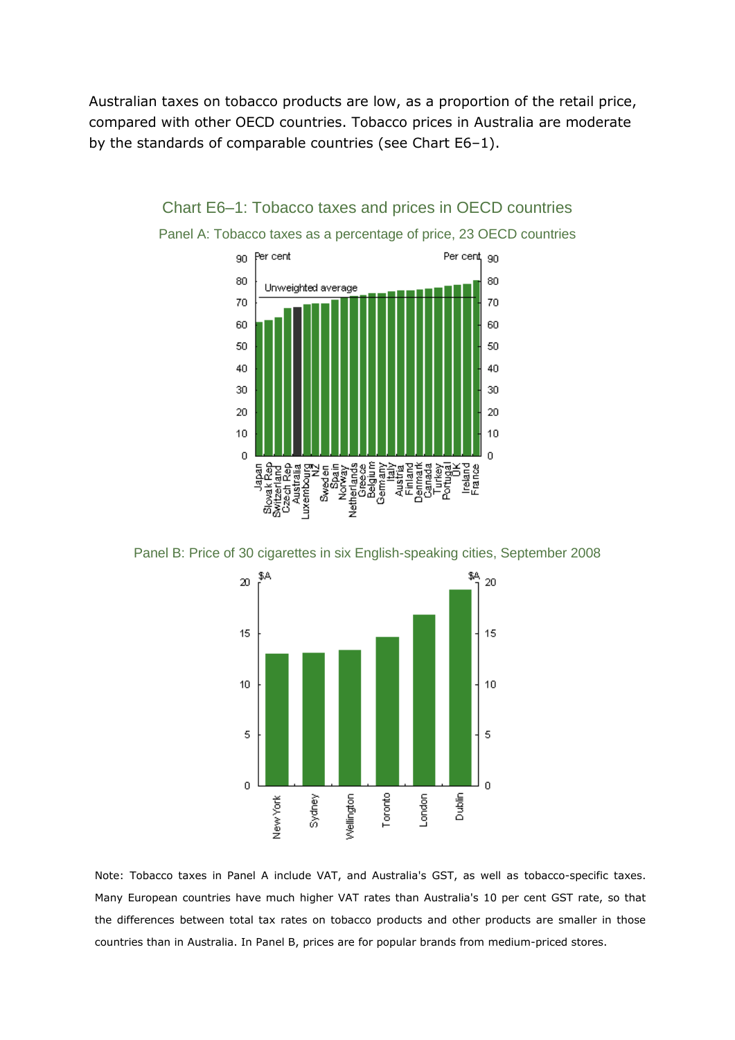Australian taxes on tobacco products are low, as a proportion of the retail price, compared with other OECD countries. Tobacco prices in Australia are moderate by the standards of comparable countries (see Chart E6–1).

## Chart E6–1: Tobacco taxes and prices in OECD countries

### Panel A: Tobacco taxes as a percentage of price, 23 OECD countries

### Panel B: Price of 30 cigarettes in six English-speaking cities, September 2008

Note: Tobacco taxes in Panel A include VAT, and Australia's GST, as well as tobacco-specific taxes. Many European countries have much higher VAT rates than Australia's 10 per cent GST rate, so that the differences between total tax rates on tobacco products and other products are smaller in those countries than in Australia. In Panel B, prices are for popular brands from medium-priced stores.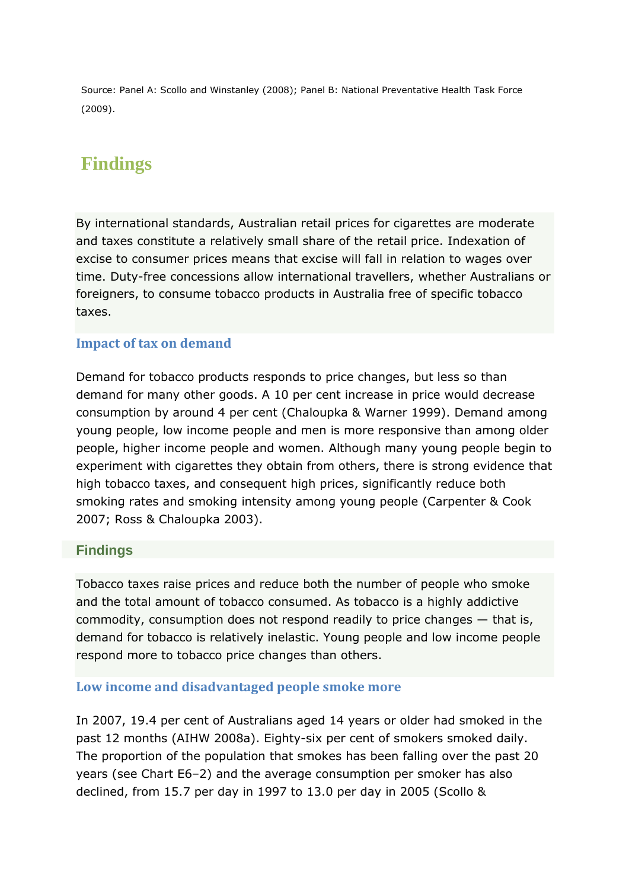Source: Panel A: Scollo and Winstanley (2008); Panel B: National Preventative Health Task Force (2009).

## Findings

By international standards, Australian retail prices for cigarettes are moderate and taxes constitute a relatively small share of the retail price. Indexation of excise to consumer prices means that excise will fall in relation to wages over time. Duty-free concessions allow international travellers, whether Australians or foreigners, to consume tobacco products in Australia free of specific tobacco taxes.

### Impact of tax on demand

Demand for tobacco products responds to price changes, but less so than demand for many other goods. A 10 per cent increase in price would decrease consumption by around 4 per cent (Chaloupka & Warner 1999). Demand among young people, low income people and men is more responsive than among older people, higher income people and women. Although many young people begin to experiment with cigarettes they obtain from others, there is strong evidence that high tobacco taxes, and consequent high prices, significantly reduce both smoking rates and smoking intensity among young people (Carpenter & Cook 2007; Ross & Chaloupka 2003).

#### Findings

Tobacco taxes raise prices and reduce both the number of people who smoke and the total amount of tobacco consumed. As tobacco is a highly addictive commodity, consumption does not respond readily to price changes — that is, demand for tobacco is relatively inelastic. Young people and low income people respond more to tobacco price changes than others.

### Low income and disadvantaged people smoke more

In 2007, 19.4 per cent of Australians aged 14 years or older had smoked in the past 12 months (AIHW 2008a). Eighty-six per cent of smokers smoked daily. The proportion of the population that smokes has been falling over the past 20 years (see Chart E6–2) and the average consumption per smoker has also declined, from 15.7 per day in 1997 to 13.0 per day in 2005 (Scollo &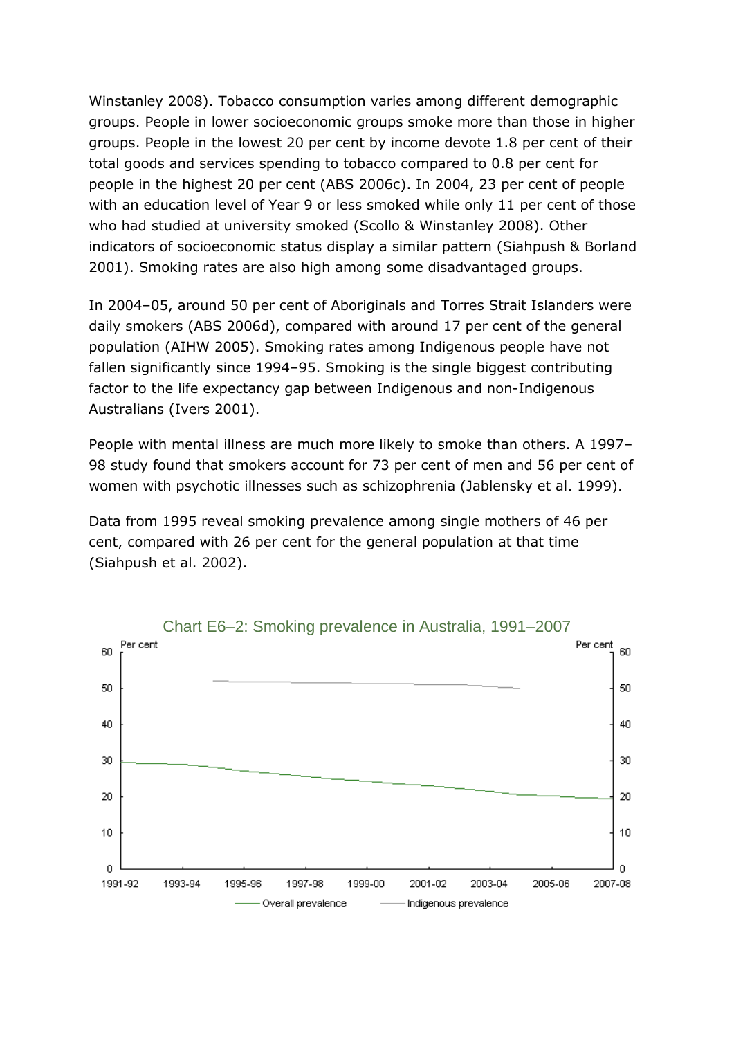Winstanley 2008). Tobacco consumption varies among different demographic groups. People in lower socioeconomic groups smoke more than those in higher groups. People in the lowest 20 per cent by income devote 1.8 per cent of their total goods and services spending to tobacco compared to 0.8 per cent for people in the highest 20 per cent (ABS 2006c). In 2004, 23 per cent of people with an education level of Year 9 or less smoked while only 11 per cent of those who had studied at university smoked (Scollo & Winstanley 2008). Other indicators of socioeconomic status display a similar pattern (Siahpush & Borland 2001). Smoking rates are also high among some disadvantaged groups.

In 2004–05, around 50 per cent of Aboriginals and Torres Strait Islanders were daily smokers (ABS 2006d), compared with around 17 per cent of the general population (AIHW 2005). Smoking rates among Indigenous people have not fallen significantly since 1994–95. Smoking is the single biggest contributing factor to the life expectancy gap between Indigenous and non-Indigenous Australians (Ivers 2001).

People with mental illness are much more likely to smoke than others. A 1997–98 study found that smokers account for 73 per cent of men and 56 per cent of women with psychotic illnesses such as schizophrenia (Jablensky et al. 1999).

Data from 1995 reveal smoking prevalence among single mothers of 46 per cent, compared with 26 per cent for the general population at that time (Siahpush et al. 2002).

Chart E6–2: Smoking prevalence in Australia, 1991–2007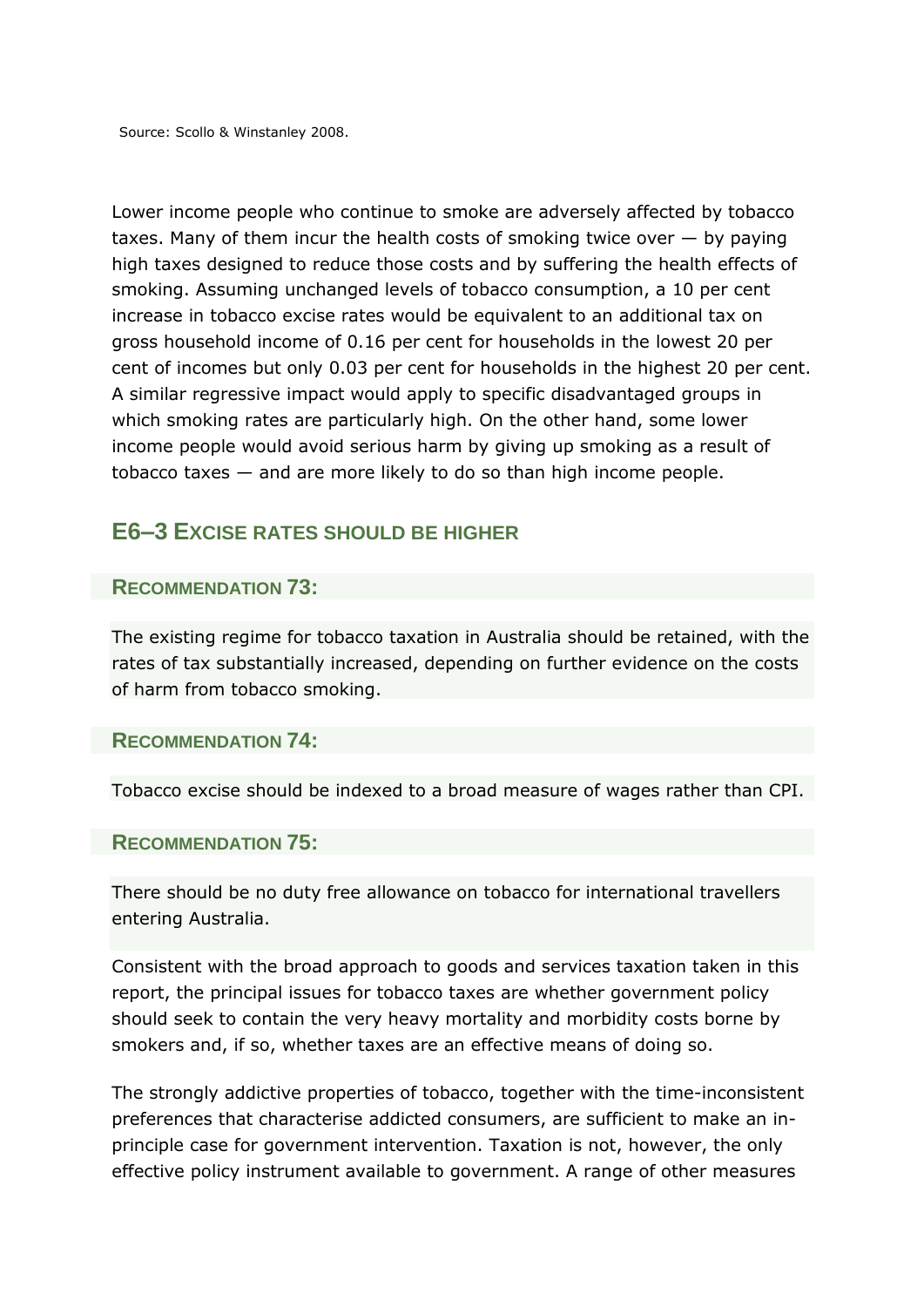Source: Scollo & Winstanley 2008.

Lower income people who continue to smoke are adversely affected by tobacco taxes. Many of them incur the health costs of smoking twice over — by paying high taxes designed to reduce those costs and by suffering the health effects of smoking. Assuming unchanged levels of tobacco consumption, a 10 per cent increase in tobacco excise rates would be equivalent to an additional tax on gross household income of 0.16 per cent for households in the lowest 20 per cent of incomes but only 0.03 per cent for households in the highest 20 per cent. A similar regressive impact would apply to specific disadvantaged groups in which smoking rates are particularly high. On the other hand, some lower income people would avoid serious harm by giving up smoking as a result of tobacco taxes — and are more likely to do so than high income people.

## E6–3 Excise rates should be higher

### Recommendation 73:

The existing regime for tobacco taxation in Australia should be retained, with the rates of tax substantially increased, depending on further evidence on the costs of harm from tobacco smoking.

### Recommendation 74:

Tobacco excise should be indexed to a broad measure of wages rather than CPI.

### Recommendation 75:

There should be no duty free allowance on tobacco for international travellers entering Australia.

Consistent with the broad approach to goods and services taxation taken in this report, the principal issues for tobacco taxes are whether government policy should seek to contain the very heavy mortality and morbidity costs borne by smokers and, if so, whether taxes are an effective means of doing so.

The strongly addictive properties of tobacco, together with the time-inconsistent preferences that characterise addicted consumers, are sufficient to make an in-principle case for government intervention. Taxation is not, however, the only effective policy instrument available to government. A range of other measures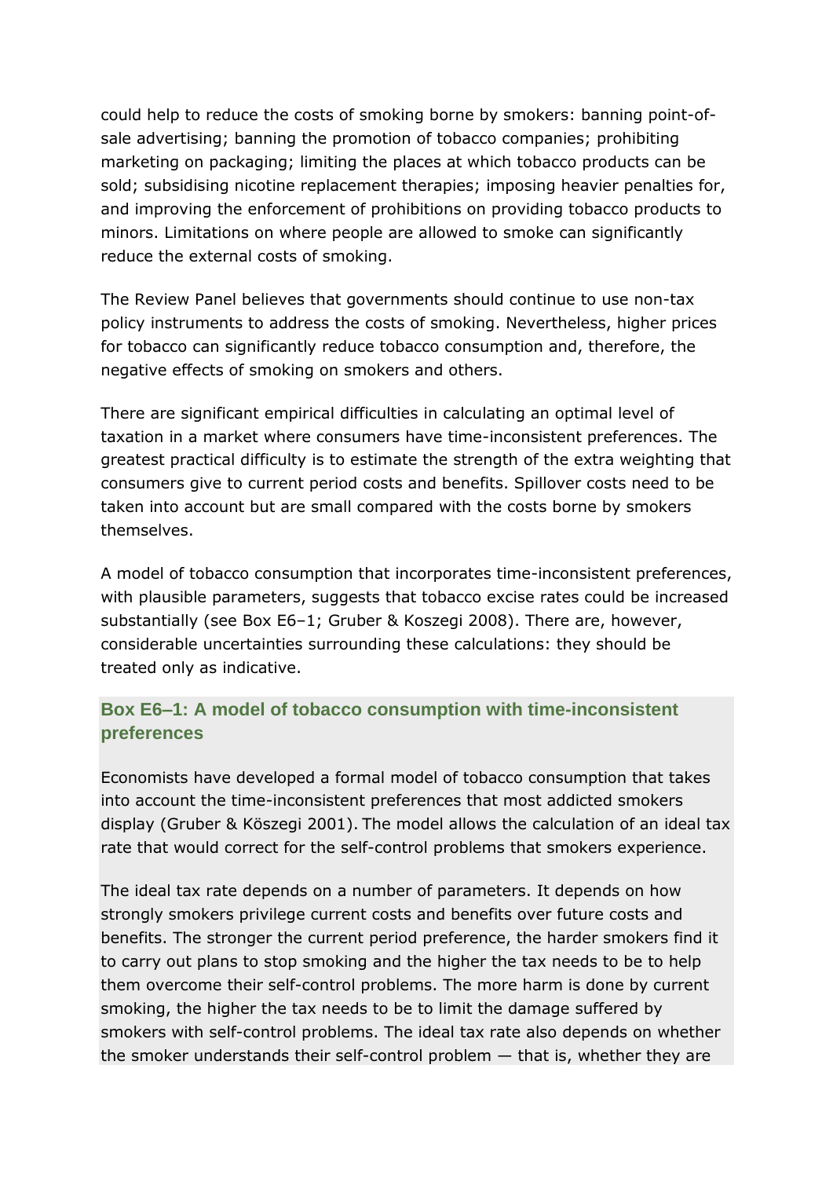could help to reduce the costs of smoking borne by smokers: banning point-of-sale advertising; banning the promotion of tobacco companies; prohibiting marketing on packaging; limiting the places at which tobacco products can be sold; subsidising nicotine replacement therapies; imposing heavier penalties for, and improving the enforcement of prohibitions on providing tobacco products to minors. Limitations on where people are allowed to smoke can significantly reduce the external costs of smoking.

The Review Panel believes that governments should continue to use non-tax policy instruments to address the costs of smoking. Nevertheless, higher prices for tobacco can significantly reduce tobacco consumption and, therefore, the negative effects of smoking on smokers and others.

There are significant empirical difficulties in calculating an optimal level of taxation in a market where consumers have time-inconsistent preferences. The greatest practical difficulty is to estimate the strength of the extra weighting that consumers give to current period costs and benefits. Spillover costs need to be taken into account but are small compared with the costs borne by smokers themselves.

A model of tobacco consumption that incorporates time-inconsistent preferences, with plausible parameters, suggests that tobacco excise rates could be increased substantially (see Box E6–1; Gruber & Koszegi 2008). There are, however, considerable uncertainties surrounding these calculations: they should be treated only as indicative.

### Box E6–1: A model of tobacco consumption with time-inconsistent preferences

Economists have developed a formal model of tobacco consumption that takes into account the time-inconsistent preferences that most addicted smokers display (Gruber & Köszegi 2001). The model allows the calculation of an ideal tax rate that would correct for the self-control problems that smokers experience.

The ideal tax rate depends on a number of parameters. It depends on how strongly smokers privilege current costs and benefits over future costs and benefits. The stronger the current period preference, the harder smokers find it to carry out plans to stop smoking and the higher the tax needs to be to help them overcome their self-control problems. The more harm is done by current smoking, the higher the tax needs to be to limit the damage suffered by smokers with self-control problems. The ideal tax rate also depends on whether the smoker understands their self-control problem — that is, whether they are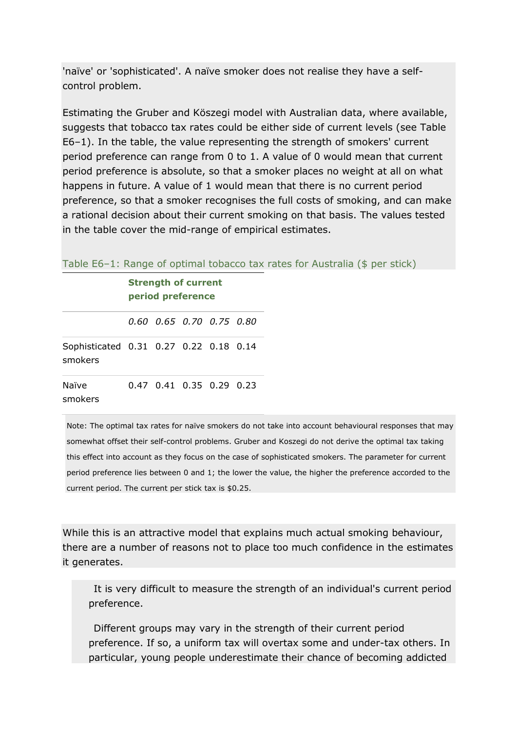'naïve' or 'sophisticated'. A naïve smoker does not realise they have a self-control problem.

Estimating the Gruber and Köszegi model with Australian data, where available, suggests that tobacco tax rates could be either side of current levels (see Table E6–1). In the table, the value representing the strength of smokers' current period preference can range from 0 to 1. A value of 0 would mean that current period preference is absolute, so that a smoker places no weight at all on what happens in future. A value of 1 would mean that there is no current period preference, so that a smoker recognises the full costs of smoking, and can make a rational decision about their current smoking on that basis. The values tested in the table cover the mid-range of empirical estimates.

Table E6–1: Range of optimal tobacco tax rates for Australia ($ per stick)

| | **Strength of current period preference** | | | | |
|---|---|---|---|---|---|
| | *0.60* | *0.65* | *0.70* | *0.75* | *0.80* |
| Sophisticated smokers | 0.31 | 0.27 | 0.22 | 0.18 | 0.14 |
| Naïve smokers | 0.47 | 0.41 | 0.35 | 0.29 | 0.23 |

Note: The optimal tax rates for naïve smokers do not take into account behavioural responses that may somewhat offset their self-control problems. Gruber and Koszegi do not derive the optimal tax taking this effect into account as they focus on the case of sophisticated smokers. The parameter for current period preference lies between 0 and 1; the lower the value, the higher the preference accorded to the current period. The current per stick tax is $0.25.

While this is an attractive model that explains much actual smoking behaviour, there are a number of reasons not to place too much confidence in the estimates it generates.

- It is very difficult to measure the strength of an individual's current period preference.
- Different groups may vary in the strength of their current period preference. If so, a uniform tax will overtax some and under-tax others. In particular, young people underestimate their chance of becoming addicted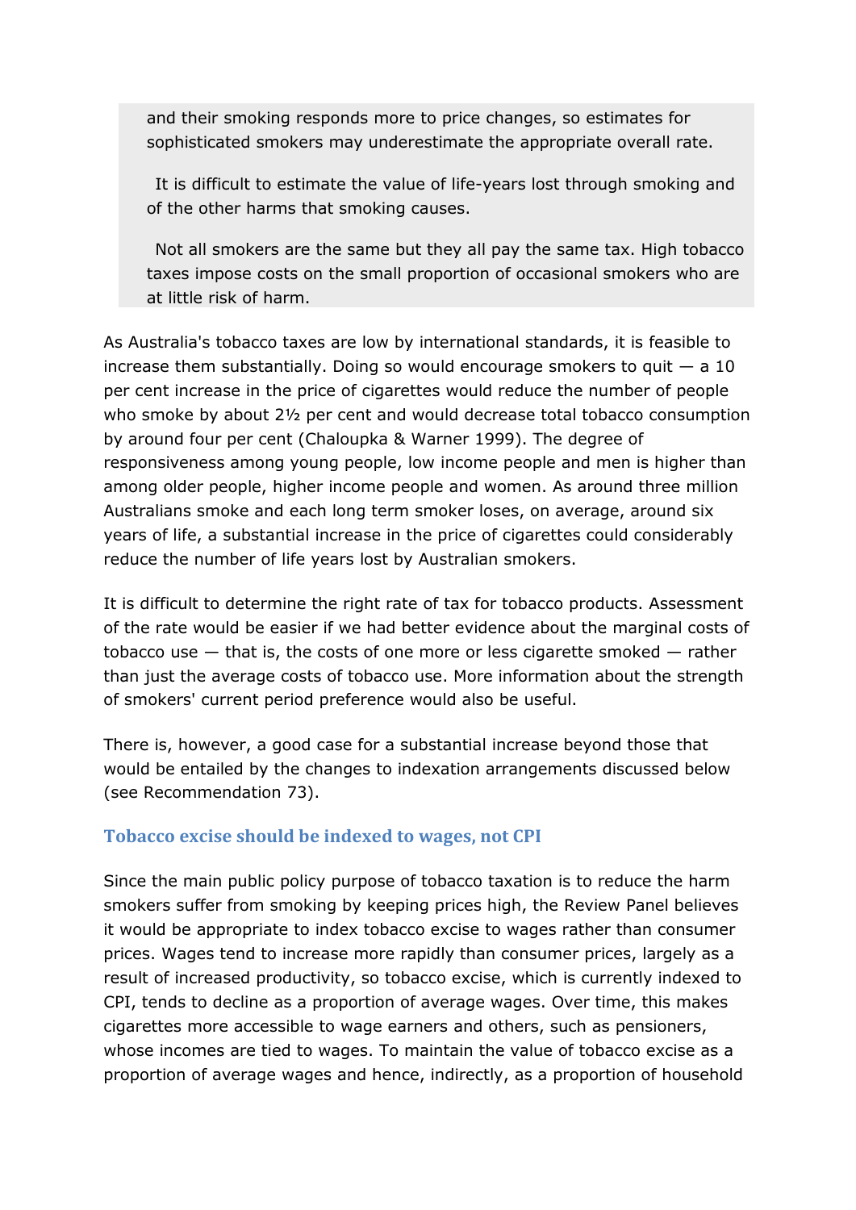and their smoking responds more to price changes, so estimates for sophisticated smokers may underestimate the appropriate overall rate.

It is difficult to estimate the value of life-years lost through smoking and of the other harms that smoking causes.

Not all smokers are the same but they all pay the same tax. High tobacco taxes impose costs on the small proportion of occasional smokers who are at little risk of harm.

As Australia's tobacco taxes are low by international standards, it is feasible to increase them substantially. Doing so would encourage smokers to quit — a 10 per cent increase in the price of cigarettes would reduce the number of people who smoke by about 2½ per cent and would decrease total tobacco consumption by around four per cent (Chaloupka & Warner 1999). The degree of responsiveness among young people, low income people and men is higher than among older people, higher income people and women. As around three million Australians smoke and each long term smoker loses, on average, around six years of life, a substantial increase in the price of cigarettes could considerably reduce the number of life years lost by Australian smokers.

It is difficult to determine the right rate of tax for tobacco products. Assessment of the rate would be easier if we had better evidence about the marginal costs of tobacco use — that is, the costs of one more or less cigarette smoked — rather than just the average costs of tobacco use. More information about the strength of smokers' current period preference would also be useful.

There is, however, a good case for a substantial increase beyond those that would be entailed by the changes to indexation arrangements discussed below (see Recommendation 73).

### Tobacco excise should be indexed to wages, not CPI

Since the main public policy purpose of tobacco taxation is to reduce the harm smokers suffer from smoking by keeping prices high, the Review Panel believes it would be appropriate to index tobacco excise to wages rather than consumer prices. Wages tend to increase more rapidly than consumer prices, largely as a result of increased productivity, so tobacco excise, which is currently indexed to CPI, tends to decline as a proportion of average wages. Over time, this makes cigarettes more accessible to wage earners and others, such as pensioners, whose incomes are tied to wages. To maintain the value of tobacco excise as a proportion of average wages and hence, indirectly, as a proportion of household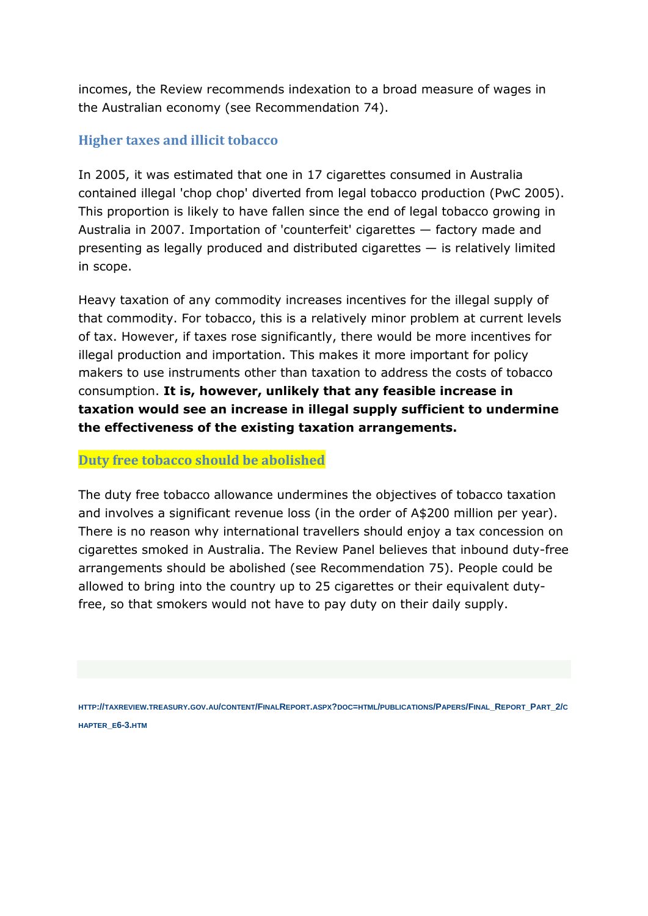incomes, the Review recommends indexation to a broad measure of wages in the Australian economy (see Recommendation 74).

### Higher taxes and illicit tobacco

In 2005, it was estimated that one in 17 cigarettes consumed in Australia contained illegal 'chop chop' diverted from legal tobacco production (PwC 2005). This proportion is likely to have fallen since the end of legal tobacco growing in Australia in 2007. Importation of 'counterfeit' cigarettes — factory made and presenting as legally produced and distributed cigarettes — is relatively limited in scope.

Heavy taxation of any commodity increases incentives for the illegal supply of that commodity. For tobacco, this is a relatively minor problem at current levels of tax. However, if taxes rose significantly, there would be more incentives for illegal production and importation. This makes it more important for policy makers to use instruments other than taxation to address the costs of tobacco consumption. **It is, however, unlikely that any feasible increase in taxation would see an increase in illegal supply sufficient to undermine the effectiveness of the existing taxation arrangements.**

### Duty free tobacco should be abolished

The duty free tobacco allowance undermines the objectives of tobacco taxation and involves a significant revenue loss (in the order of A$200 million per year). There is no reason why international travellers should enjoy a tax concession on cigarettes smoked in Australia. The Review Panel believes that inbound duty-free arrangements should be abolished (see Recommendation 75). People could be allowed to bring into the country up to 25 cigarettes or their equivalent duty-free, so that smokers would not have to pay duty on their daily supply.

HTTP://TAXREVIEW.TREASURY.GOV.AU/CONTENT/FINALREPORT.ASPX?DOC=HTML/PUBLICATIONS/PAPERS/FINAL_REPORT_PART_2/CHAPTER_E6-3.HTM